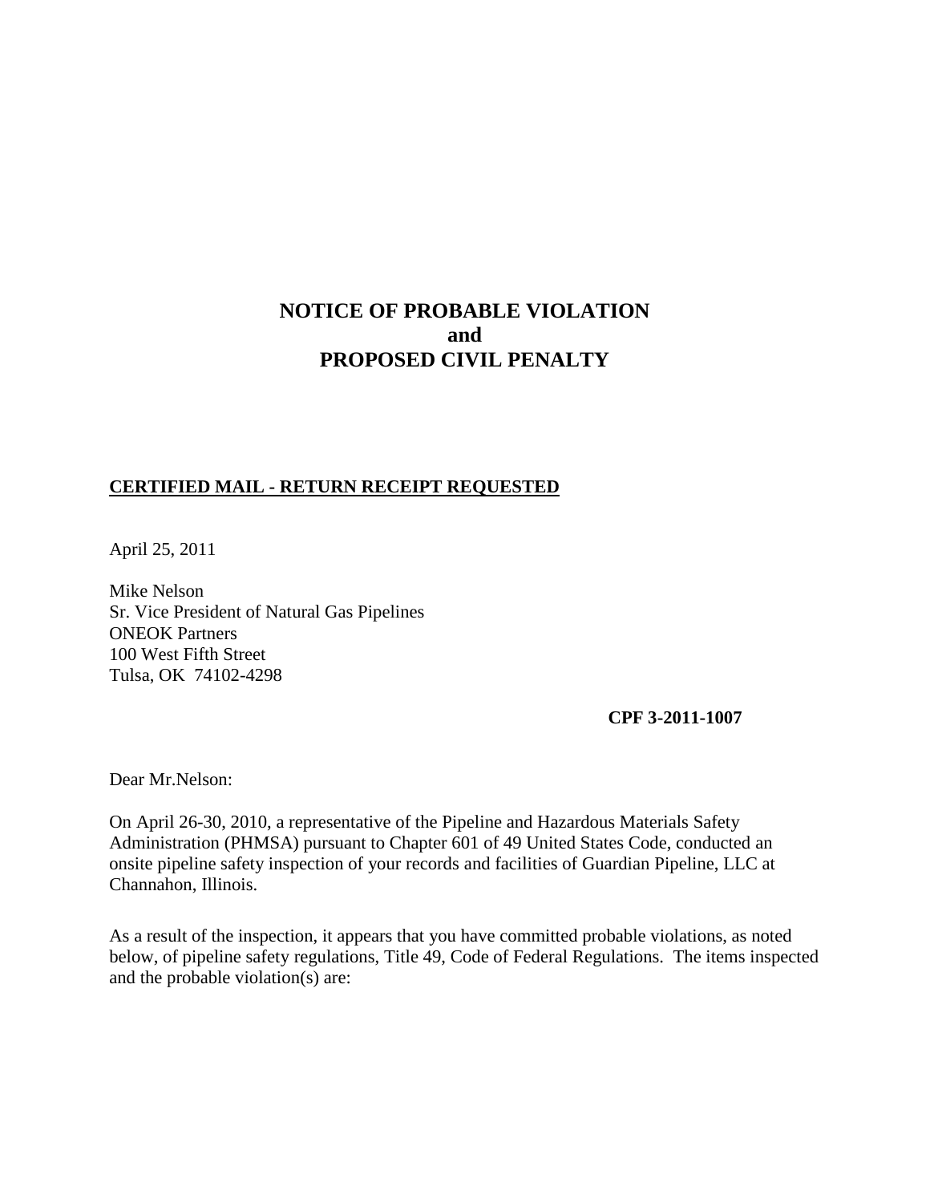# NOTICE OF PROBABLE VIOLATION
# and
# PROPOSED CIVIL PENALTY

**CERTIFIED MAIL - RETURN RECEIPT REQUESTED**

April 25, 2011

Mike Nelson
Sr. Vice President of Natural Gas Pipelines
ONEOK Partners
100 West Fifth Street
Tulsa, OK 74102-4298

**CPF 3-2011-1007**

Dear Mr.Nelson:

On April 26-30, 2010, a representative of the Pipeline and Hazardous Materials Safety Administration (PHMSA) pursuant to Chapter 601 of 49 United States Code, conducted an onsite pipeline safety inspection of your records and facilities of Guardian Pipeline, LLC at Channahon, Illinois.

As a result of the inspection, it appears that you have committed probable violations, as noted below, of pipeline safety regulations, Title 49, Code of Federal Regulations. The items inspected and the probable violation(s) are: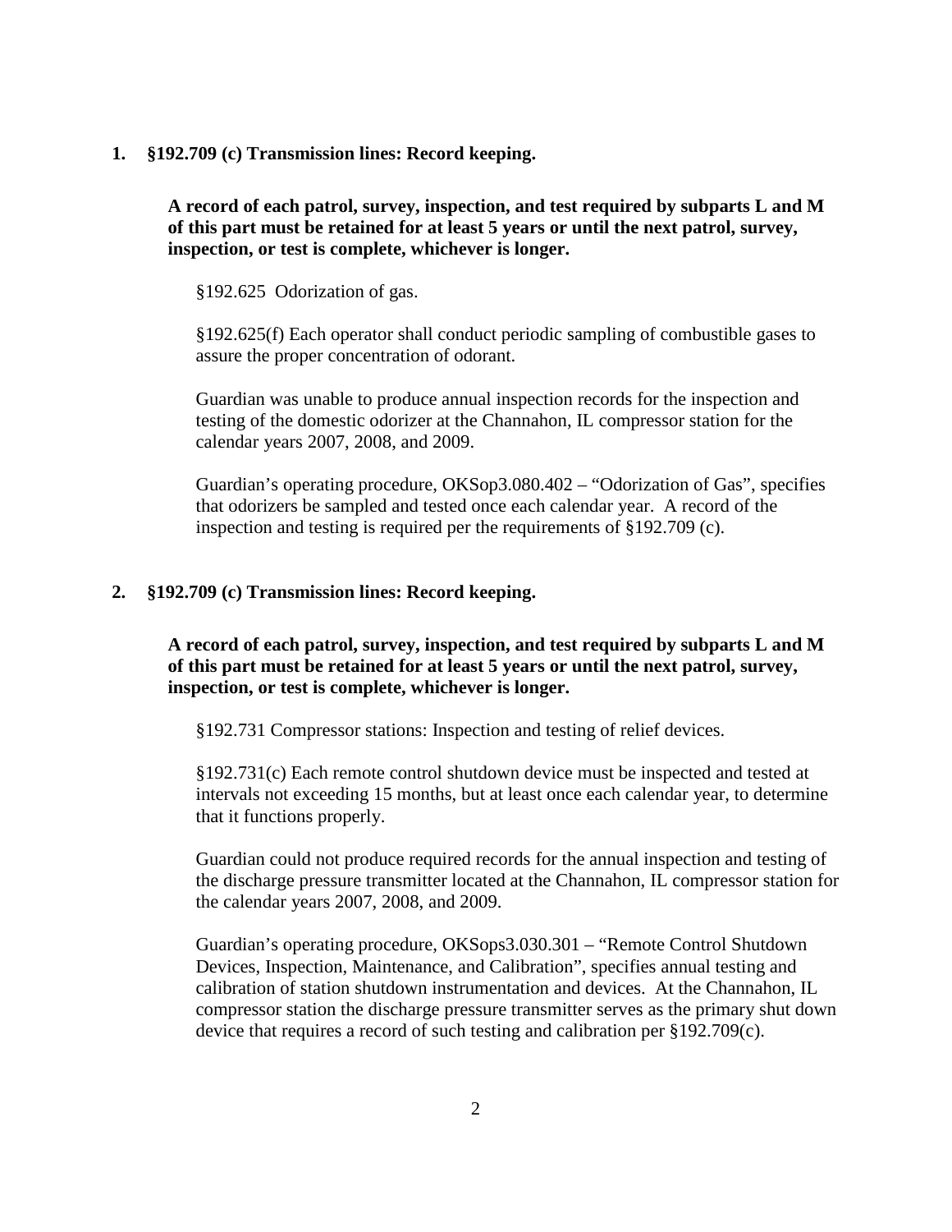1. **§192.709 (c) Transmission lines: Record keeping.**

   **A record of each patrol, survey, inspection, and test required by subparts L and M of this part must be retained for at least 5 years or until the next patrol, survey, inspection, or test is complete, whichever is longer.**

   §192.625 Odorization of gas.

   §192.625(f) Each operator shall conduct periodic sampling of combustible gases to assure the proper concentration of odorant.

   Guardian was unable to produce annual inspection records for the inspection and testing of the domestic odorizer at the Channahon, IL compressor station for the calendar years 2007, 2008, and 2009.

   Guardian's operating procedure, OKSop3.080.402 – "Odorization of Gas", specifies that odorizers be sampled and tested once each calendar year. A record of the inspection and testing is required per the requirements of §192.709 (c).

2. **§192.709 (c) Transmission lines: Record keeping.**

   **A record of each patrol, survey, inspection, and test required by subparts L and M of this part must be retained for at least 5 years or until the next patrol, survey, inspection, or test is complete, whichever is longer.**

   §192.731 Compressor stations: Inspection and testing of relief devices.

   §192.731(c) Each remote control shutdown device must be inspected and tested at intervals not exceeding 15 months, but at least once each calendar year, to determine that it functions properly.

   Guardian could not produce required records for the annual inspection and testing of the discharge pressure transmitter located at the Channahon, IL compressor station for the calendar years 2007, 2008, and 2009.

   Guardian's operating procedure, OKSops3.030.301 – "Remote Control Shutdown Devices, Inspection, Maintenance, and Calibration", specifies annual testing and calibration of station shutdown instrumentation and devices. At the Channahon, IL compressor station the discharge pressure transmitter serves as the primary shut down device that requires a record of such testing and calibration per §192.709(c).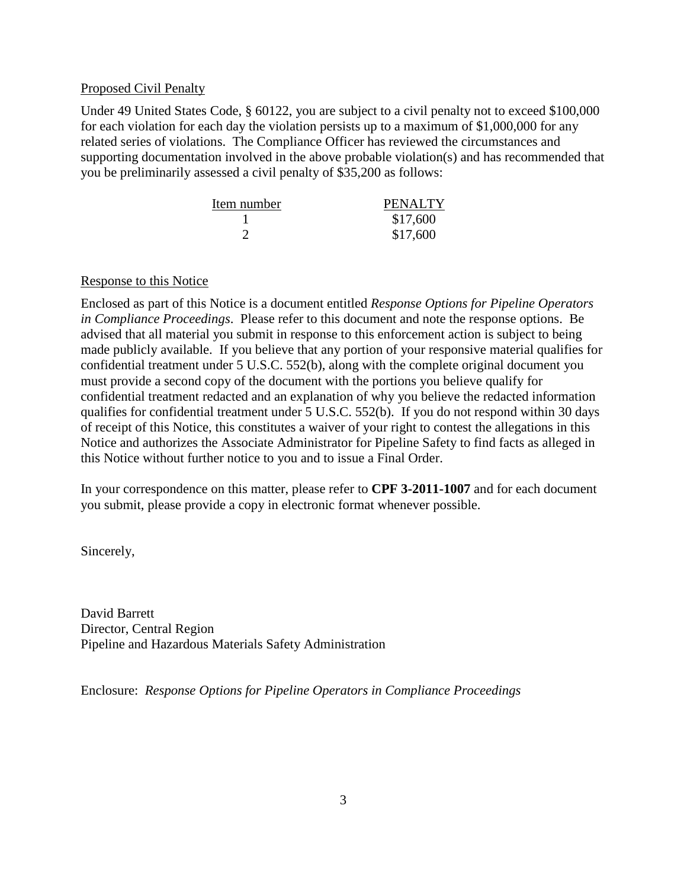Proposed Civil Penalty

Under 49 United States Code, § 60122, you are subject to a civil penalty not to exceed $100,000 for each violation for each day the violation persists up to a maximum of $1,000,000 for any related series of violations. The Compliance Officer has reviewed the circumstances and supporting documentation involved in the above probable violation(s) and has recommended that you be preliminarily assessed a civil penalty of $35,200 as follows:

| Item number | PENALTY |
|---|---|
| 1 | $17,600 |
| 2 | $17,600 |

Response to this Notice

Enclosed as part of this Notice is a document entitled *Response Options for Pipeline Operators in Compliance Proceedings*. Please refer to this document and note the response options. Be advised that all material you submit in response to this enforcement action is subject to being made publicly available. If you believe that any portion of your responsive material qualifies for confidential treatment under 5 U.S.C. 552(b), along with the complete original document you must provide a second copy of the document with the portions you believe qualify for confidential treatment redacted and an explanation of why you believe the redacted information qualifies for confidential treatment under 5 U.S.C. 552(b). If you do not respond within 30 days of receipt of this Notice, this constitutes a waiver of your right to contest the allegations in this Notice and authorizes the Associate Administrator for Pipeline Safety to find facts as alleged in this Notice without further notice to you and to issue a Final Order.

In your correspondence on this matter, please refer to **CPF 3-2011-1007** and for each document you submit, please provide a copy in electronic format whenever possible.

Sincerely,

David Barrett
Director, Central Region
Pipeline and Hazardous Materials Safety Administration

Enclosure: *Response Options for Pipeline Operators in Compliance Proceedings*